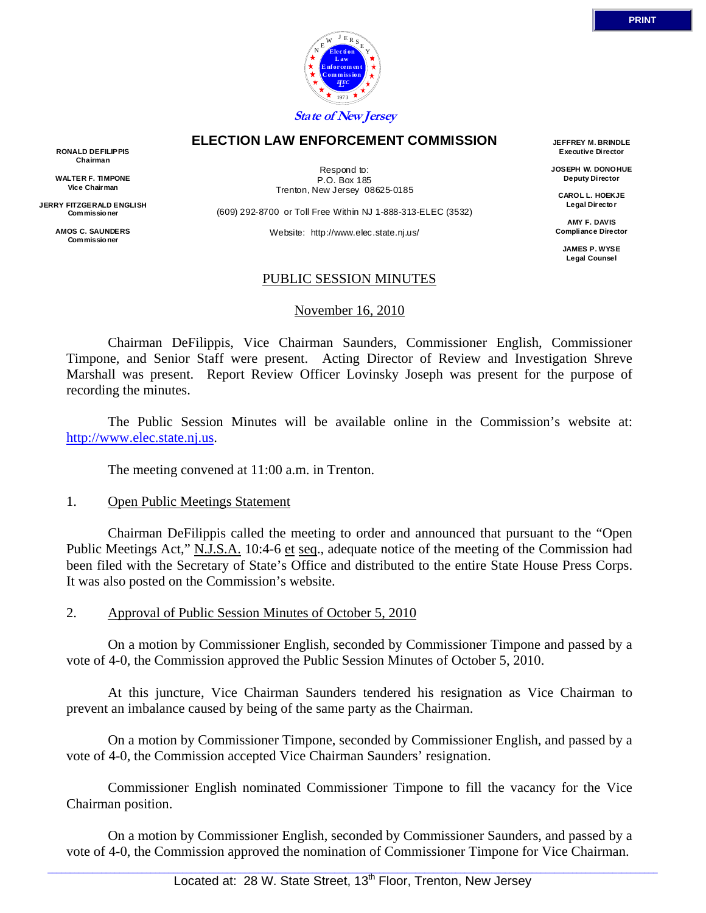State of New Jersey

# ELECTION LAW ENFORCEMENT COMMISSION

**RONALD DEFILIPPIS**
Chairman

**WALTER F. TIMPONE**
Vice Chairman

**JERRY FITZGERALD ENGLISH**
Commissioner

**AMOS C. SAUNDERS**
Commissioner

Respond to:
P.O. Box 185
Trenton, New Jersey 08625-0185

(609) 292-8700 or Toll Free Within NJ 1-888-313-ELEC (3532)

Website: http://www.elec.state.nj.us/

**JEFFREY M. BRINDLE**
Executive Director

**JOSEPH W. DONOHUE**
Deputy Director

**CAROL L. HOEKJE**
Legal Director

**AMY F. DAVIS**
Compliance Director

**JAMES P. WYSE**
Legal Counsel

## PUBLIC SESSION MINUTES

November 16, 2010

Chairman DeFilippis, Vice Chairman Saunders, Commissioner English, Commissioner Timpone, and Senior Staff were present. Acting Director of Review and Investigation Shreve Marshall was present. Report Review Officer Lovinsky Joseph was present for the purpose of recording the minutes.

The Public Session Minutes will be available online in the Commission's website at: http://www.elec.state.nj.us.

The meeting convened at 11:00 a.m. in Trenton.

1. Open Public Meetings Statement

Chairman DeFilippis called the meeting to order and announced that pursuant to the "Open Public Meetings Act," N.J.S.A. 10:4-6 et seq., adequate notice of the meeting of the Commission had been filed with the Secretary of State's Office and distributed to the entire State House Press Corps. It was also posted on the Commission's website.

2. Approval of Public Session Minutes of October 5, 2010

On a motion by Commissioner English, seconded by Commissioner Timpone and passed by a vote of 4-0, the Commission approved the Public Session Minutes of October 5, 2010.

At this juncture, Vice Chairman Saunders tendered his resignation as Vice Chairman to prevent an imbalance caused by being of the same party as the Chairman.

On a motion by Commissioner Timpone, seconded by Commissioner English, and passed by a vote of 4-0, the Commission accepted Vice Chairman Saunders' resignation.

Commissioner English nominated Commissioner Timpone to fill the vacancy for the Vice Chairman position.

On a motion by Commissioner English, seconded by Commissioner Saunders, and passed by a vote of 4-0, the Commission approved the nomination of Commissioner Timpone for Vice Chairman.

Located at: 28 W. State Street, 13th Floor, Trenton, New Jersey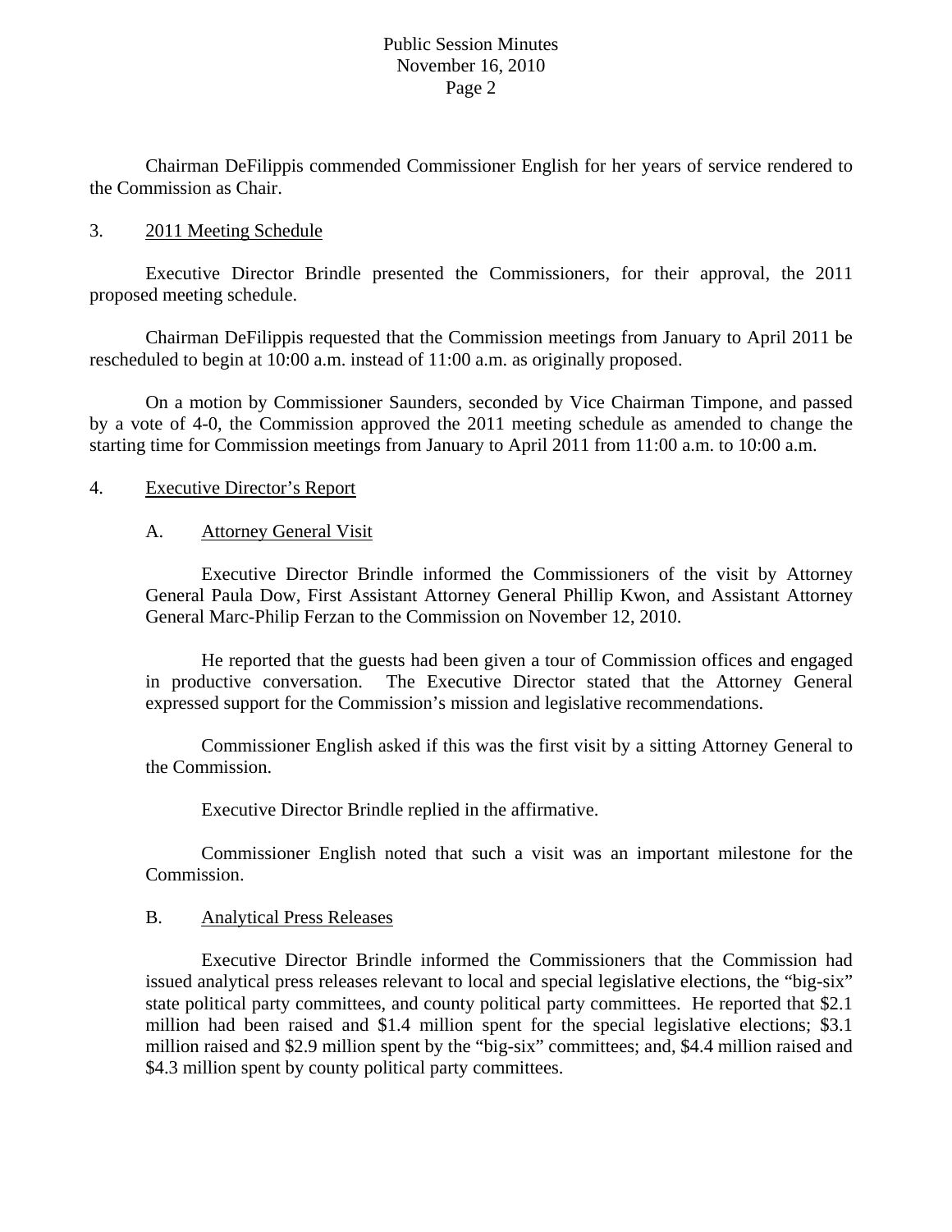Chairman DeFilippis commended Commissioner English for her years of service rendered to the Commission as Chair.

3. 2011 Meeting Schedule

Executive Director Brindle presented the Commissioners, for their approval, the 2011 proposed meeting schedule.

Chairman DeFilippis requested that the Commission meetings from January to April 2011 be rescheduled to begin at 10:00 a.m. instead of 11:00 a.m. as originally proposed.

On a motion by Commissioner Saunders, seconded by Vice Chairman Timpone, and passed by a vote of 4-0, the Commission approved the 2011 meeting schedule as amended to change the starting time for Commission meetings from January to April 2011 from 11:00 a.m. to 10:00 a.m.

4. Executive Director's Report

A. Attorney General Visit

Executive Director Brindle informed the Commissioners of the visit by Attorney General Paula Dow, First Assistant Attorney General Phillip Kwon, and Assistant Attorney General Marc-Philip Ferzan to the Commission on November 12, 2010.

He reported that the guests had been given a tour of Commission offices and engaged in productive conversation. The Executive Director stated that the Attorney General expressed support for the Commission's mission and legislative recommendations.

Commissioner English asked if this was the first visit by a sitting Attorney General to the Commission.

Executive Director Brindle replied in the affirmative.

Commissioner English noted that such a visit was an important milestone for the Commission.

B. Analytical Press Releases

Executive Director Brindle informed the Commissioners that the Commission had issued analytical press releases relevant to local and special legislative elections, the "big-six" state political party committees, and county political party committees. He reported that $2.1 million had been raised and $1.4 million spent for the special legislative elections; $3.1 million raised and $2.9 million spent by the "big-six" committees; and, $4.4 million raised and $4.3 million spent by county political party committees.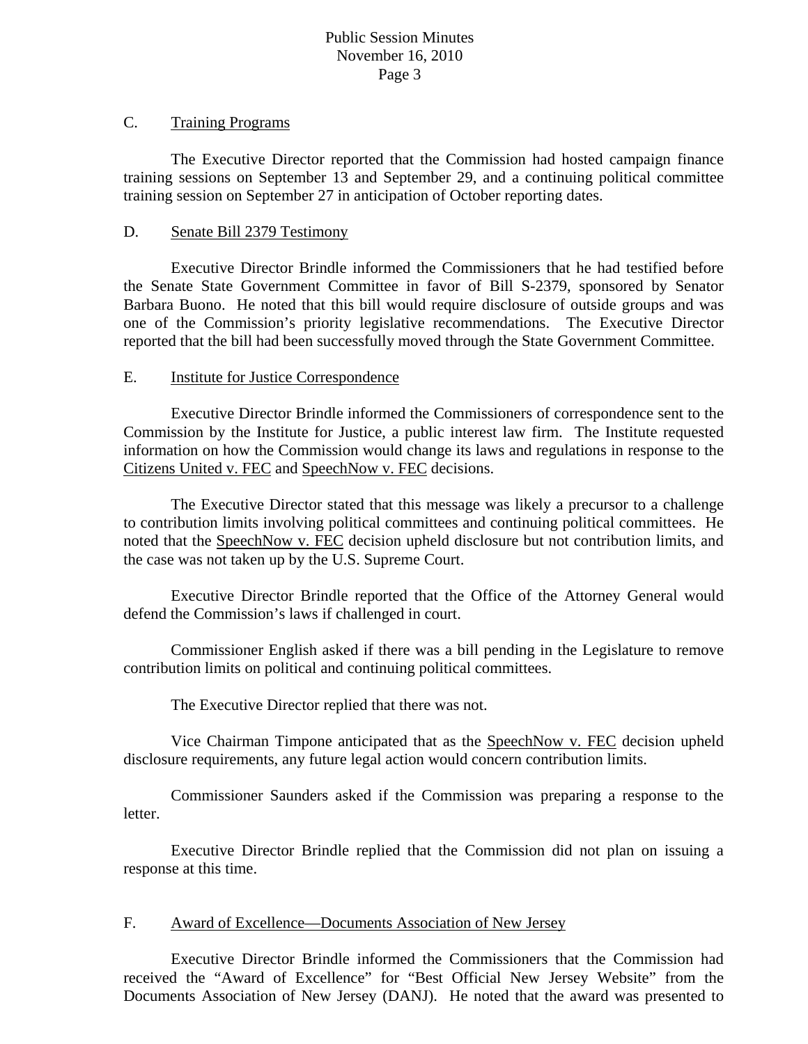C. Training Programs

The Executive Director reported that the Commission had hosted campaign finance training sessions on September 13 and September 29, and a continuing political committee training session on September 27 in anticipation of October reporting dates.

D. Senate Bill 2379 Testimony

Executive Director Brindle informed the Commissioners that he had testified before the Senate State Government Committee in favor of Bill S-2379, sponsored by Senator Barbara Buono. He noted that this bill would require disclosure of outside groups and was one of the Commission's priority legislative recommendations. The Executive Director reported that the bill had been successfully moved through the State Government Committee.

E. Institute for Justice Correspondence

Executive Director Brindle informed the Commissioners of correspondence sent to the Commission by the Institute for Justice, a public interest law firm. The Institute requested information on how the Commission would change its laws and regulations in response to the Citizens United v. FEC and SpeechNow v. FEC decisions.

The Executive Director stated that this message was likely a precursor to a challenge to contribution limits involving political committees and continuing political committees. He noted that the SpeechNow v. FEC decision upheld disclosure but not contribution limits, and the case was not taken up by the U.S. Supreme Court.

Executive Director Brindle reported that the Office of the Attorney General would defend the Commission's laws if challenged in court.

Commissioner English asked if there was a bill pending in the Legislature to remove contribution limits on political and continuing political committees.

The Executive Director replied that there was not.

Vice Chairman Timpone anticipated that as the SpeechNow v. FEC decision upheld disclosure requirements, any future legal action would concern contribution limits.

Commissioner Saunders asked if the Commission was preparing a response to the letter.

Executive Director Brindle replied that the Commission did not plan on issuing a response at this time.

F. Award of Excellence—Documents Association of New Jersey

Executive Director Brindle informed the Commissioners that the Commission had received the "Award of Excellence" for "Best Official New Jersey Website" from the Documents Association of New Jersey (DANJ). He noted that the award was presented to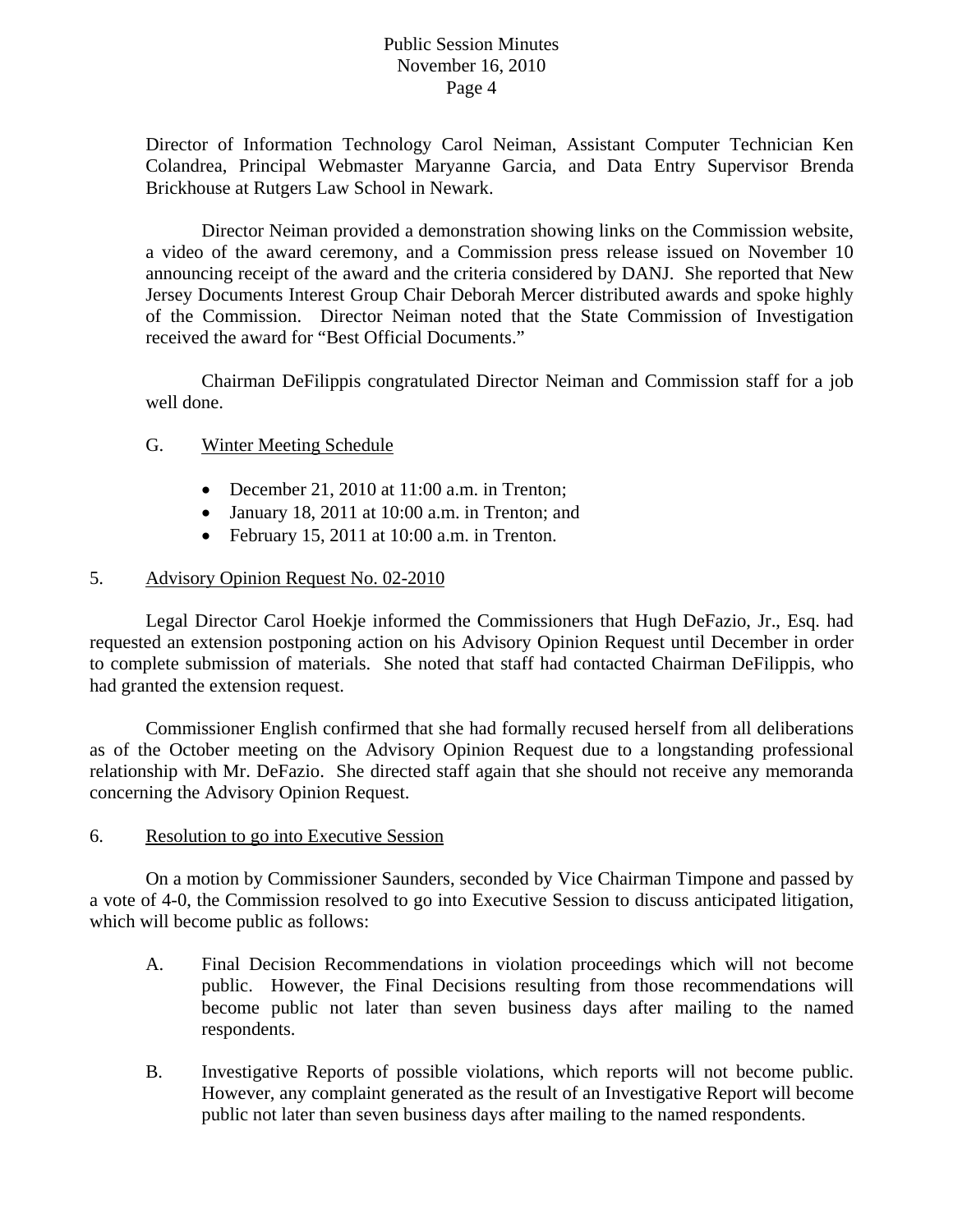Director of Information Technology Carol Neiman, Assistant Computer Technician Ken Colandrea, Principal Webmaster Maryanne Garcia, and Data Entry Supervisor Brenda Brickhouse at Rutgers Law School in Newark.

Director Neiman provided a demonstration showing links on the Commission website, a video of the award ceremony, and a Commission press release issued on November 10 announcing receipt of the award and the criteria considered by DANJ. She reported that New Jersey Documents Interest Group Chair Deborah Mercer distributed awards and spoke highly of the Commission. Director Neiman noted that the State Commission of Investigation received the award for "Best Official Documents."

Chairman DeFilippis congratulated Director Neiman and Commission staff for a job well done.

G. Winter Meeting Schedule

- December 21, 2010 at 11:00 a.m. in Trenton;
- January 18, 2011 at 10:00 a.m. in Trenton; and
- February 15, 2011 at 10:00 a.m. in Trenton.

5. Advisory Opinion Request No. 02-2010

Legal Director Carol Hoekje informed the Commissioners that Hugh DeFazio, Jr., Esq. had requested an extension postponing action on his Advisory Opinion Request until December in order to complete submission of materials. She noted that staff had contacted Chairman DeFilippis, who had granted the extension request.

Commissioner English confirmed that she had formally recused herself from all deliberations as of the October meeting on the Advisory Opinion Request due to a longstanding professional relationship with Mr. DeFazio. She directed staff again that she should not receive any memoranda concerning the Advisory Opinion Request.

6. Resolution to go into Executive Session

On a motion by Commissioner Saunders, seconded by Vice Chairman Timpone and passed by a vote of 4-0, the Commission resolved to go into Executive Session to discuss anticipated litigation, which will become public as follows:

A. Final Decision Recommendations in violation proceedings which will not become public. However, the Final Decisions resulting from those recommendations will become public not later than seven business days after mailing to the named respondents.

B. Investigative Reports of possible violations, which reports will not become public. However, any complaint generated as the result of an Investigative Report will become public not later than seven business days after mailing to the named respondents.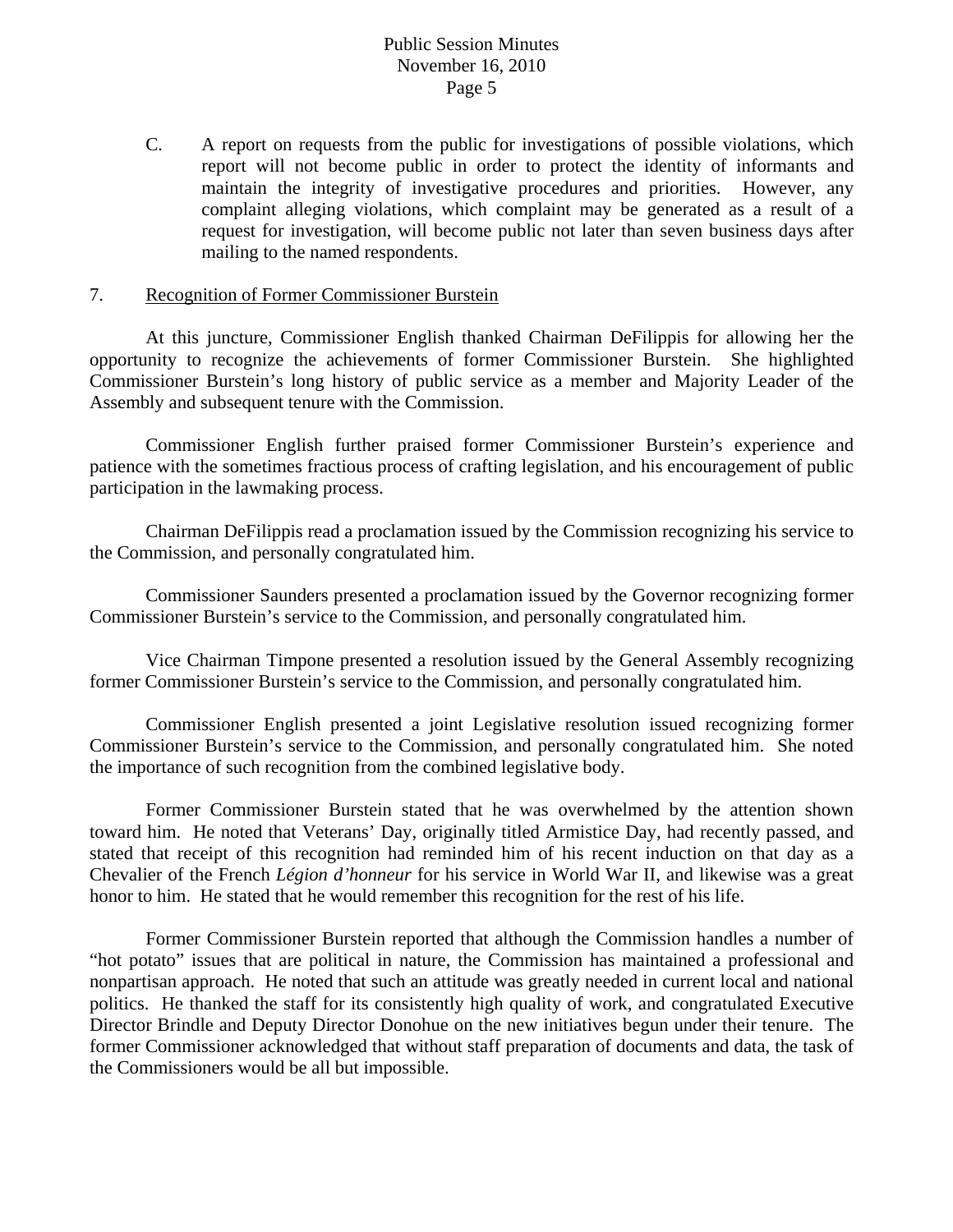C. A report on requests from the public for investigations of possible violations, which report will not become public in order to protect the identity of informants and maintain the integrity of investigative procedures and priorities. However, any complaint alleging violations, which complaint may be generated as a result of a request for investigation, will become public not later than seven business days after mailing to the named respondents.

7. <u>Recognition of Former Commissioner Burstein</u>

At this juncture, Commissioner English thanked Chairman DeFilippis for allowing her the opportunity to recognize the achievements of former Commissioner Burstein. She highlighted Commissioner Burstein's long history of public service as a member and Majority Leader of the Assembly and subsequent tenure with the Commission.

Commissioner English further praised former Commissioner Burstein's experience and patience with the sometimes fractious process of crafting legislation, and his encouragement of public participation in the lawmaking process.

Chairman DeFilippis read a proclamation issued by the Commission recognizing his service to the Commission, and personally congratulated him.

Commissioner Saunders presented a proclamation issued by the Governor recognizing former Commissioner Burstein's service to the Commission, and personally congratulated him.

Vice Chairman Timpone presented a resolution issued by the General Assembly recognizing former Commissioner Burstein's service to the Commission, and personally congratulated him.

Commissioner English presented a joint Legislative resolution issued recognizing former Commissioner Burstein's service to the Commission, and personally congratulated him. She noted the importance of such recognition from the combined legislative body.

Former Commissioner Burstein stated that he was overwhelmed by the attention shown toward him. He noted that Veterans' Day, originally titled Armistice Day, had recently passed, and stated that receipt of this recognition had reminded him of his recent induction on that day as a Chevalier of the French *Légion d'honneur* for his service in World War II, and likewise was a great honor to him. He stated that he would remember this recognition for the rest of his life.

Former Commissioner Burstein reported that although the Commission handles a number of "hot potato" issues that are political in nature, the Commission has maintained a professional and nonpartisan approach. He noted that such an attitude was greatly needed in current local and national politics. He thanked the staff for its consistently high quality of work, and congratulated Executive Director Brindle and Deputy Director Donohue on the new initiatives begun under their tenure. The former Commissioner acknowledged that without staff preparation of documents and data, the task of the Commissioners would be all but impossible.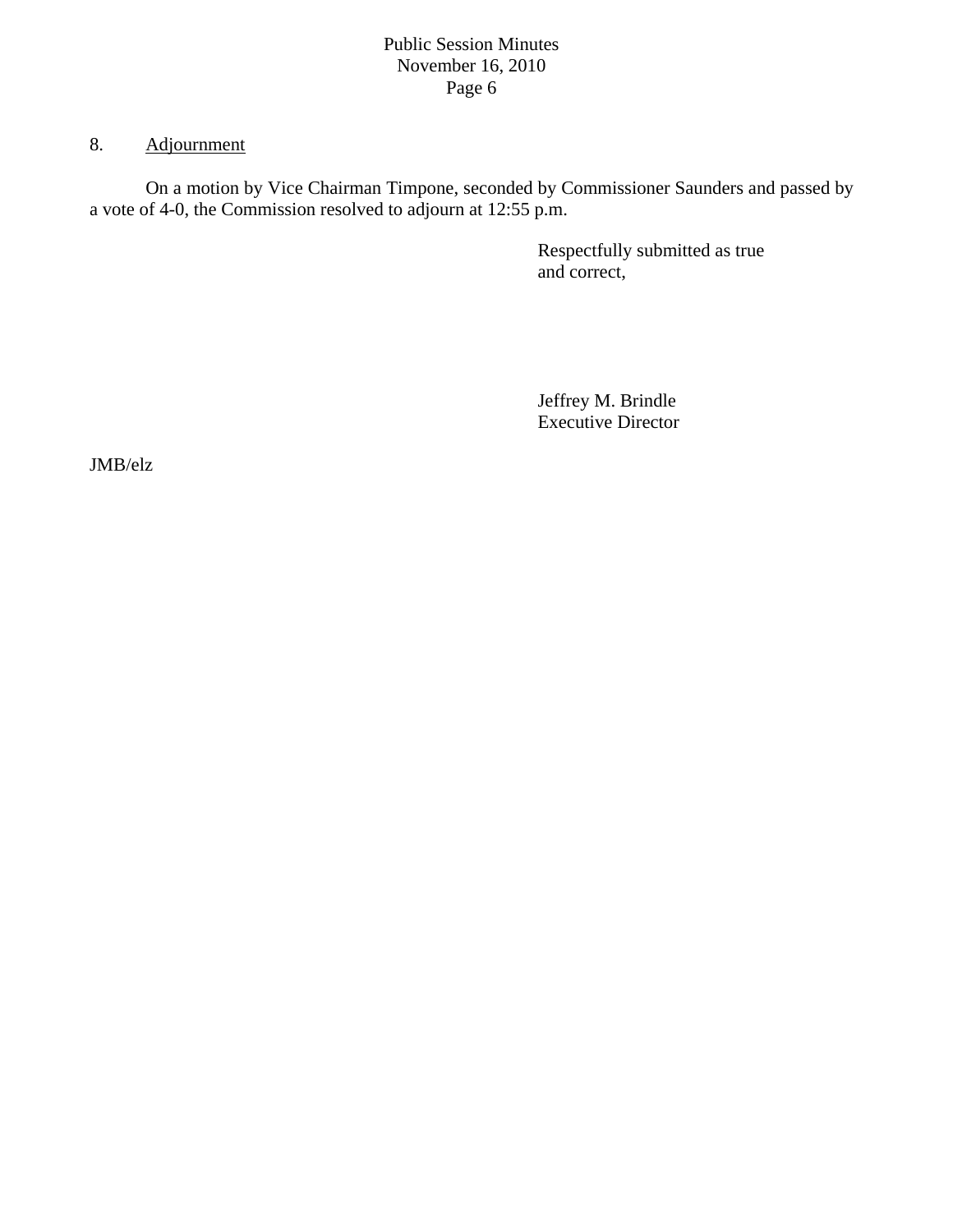8. <u>Adjournment</u>

On a motion by Vice Chairman Timpone, seconded by Commissioner Saunders and passed by a vote of 4-0, the Commission resolved to adjourn at 12:55 p.m.

Respectfully submitted as true and correct,

Jeffrey M. Brindle
Executive Director

JMB/elz